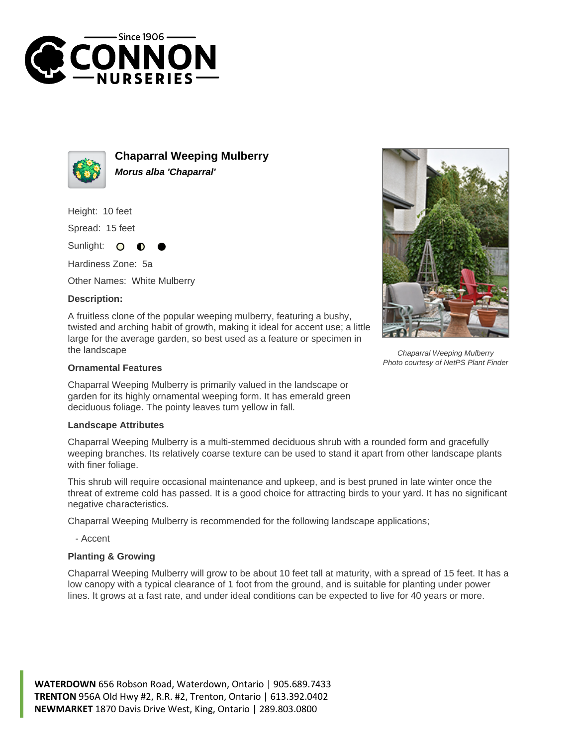# Chaparral Weeping Mulberry

***Morus alba 'Chaparral'***

Height: 10 feet

Spread: 15 feet

Sunlight: ○ ◐ ●

Hardiness Zone: 5a

Other Names: White Mulberry

**Description:**

A fruitless clone of the popular weeping mulberry, featuring a bushy, twisted and arching habit of growth, making it ideal for accent use; a little large for the average garden, so best used as a feature or specimen in the landscape

*Chaparral Weeping Mulberry*
*Photo courtesy of NetPS Plant Finder*

### Ornamental Features

Chaparral Weeping Mulberry is primarily valued in the landscape or garden for its highly ornamental weeping form. It has emerald green deciduous foliage. The pointy leaves turn yellow in fall.

### Landscape Attributes

Chaparral Weeping Mulberry is a multi-stemmed deciduous shrub with a rounded form and gracefully weeping branches. Its relatively coarse texture can be used to stand it apart from other landscape plants with finer foliage.

This shrub will require occasional maintenance and upkeep, and is best pruned in late winter once the threat of extreme cold has passed. It is a good choice for attracting birds to your yard. It has no significant negative characteristics.

Chaparral Weeping Mulberry is recommended for the following landscape applications;

- Accent

### Planting & Growing

Chaparral Weeping Mulberry will grow to be about 10 feet tall at maturity, with a spread of 15 feet. It has a low canopy with a typical clearance of 1 foot from the ground, and is suitable for planting under power lines. It grows at a fast rate, and under ideal conditions can be expected to live for 40 years or more.

**WATERDOWN** 656 Robson Road, Waterdown, Ontario | 905.689.7433
**TRENTON** 956A Old Hwy #2, R.R. #2, Trenton, Ontario | 613.392.0402
**NEWMARKET** 1870 Davis Drive West, King, Ontario | 289.803.0800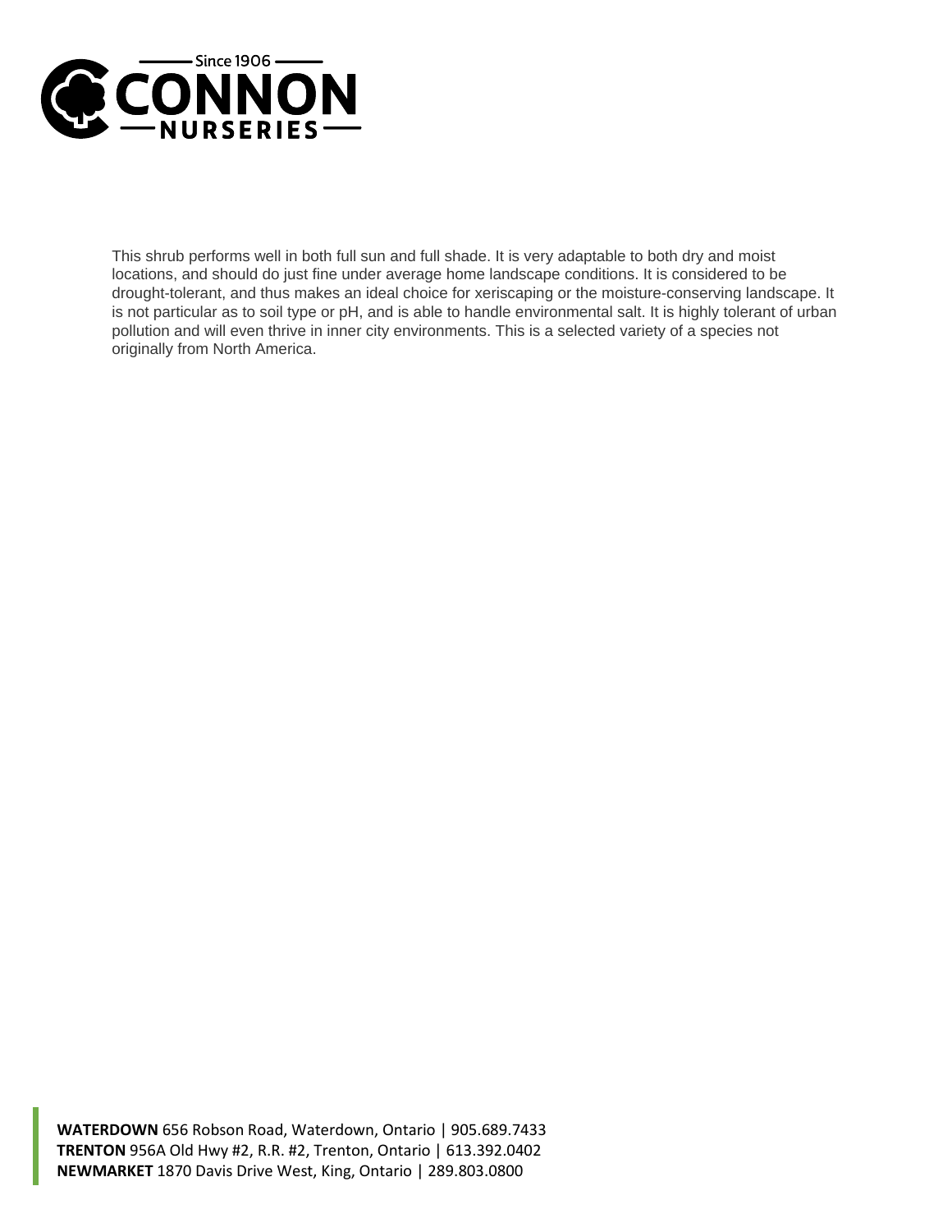This shrub performs well in both full sun and full shade. It is very adaptable to both dry and moist locations, and should do just fine under average home landscape conditions. It is considered to be drought-tolerant, and thus makes an ideal choice for xeriscaping or the moisture-conserving landscape. It is not particular as to soil type or pH, and is able to handle environmental salt. It is highly tolerant of urban pollution and will even thrive in inner city environments. This is a selected variety of a species not originally from North America.